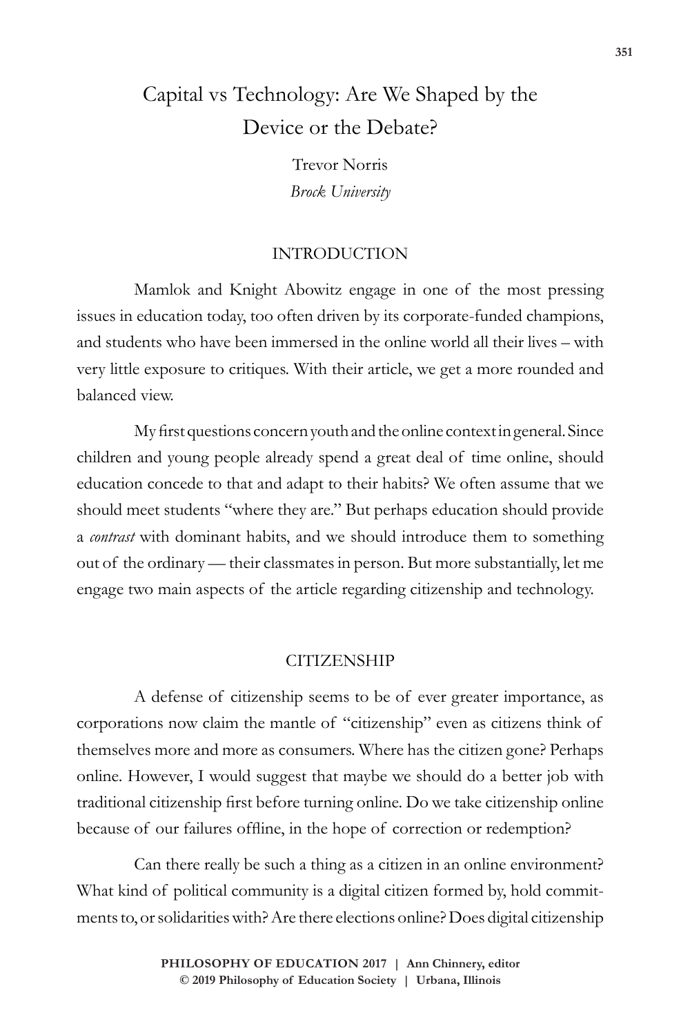# Capital vs Technology: Are We Shaped by the Device or the Debate?

Trevor Norris
*Brock University*

## INTRODUCTION

Mamlok and Knight Abowitz engage in one of the most pressing issues in education today, too often driven by its corporate-funded champions, and students who have been immersed in the online world all their lives – with very little exposure to critiques. With their article, we get a more rounded and balanced view.

My first questions concern youth and the online context in general. Since children and young people already spend a great deal of time online, should education concede to that and adapt to their habits? We often assume that we should meet students "where they are." But perhaps education should provide a *contrast* with dominant habits, and we should introduce them to something out of the ordinary — their classmates in person. But more substantially, let me engage two main aspects of the article regarding citizenship and technology.

## CITIZENSHIP

A defense of citizenship seems to be of ever greater importance, as corporations now claim the mantle of "citizenship" even as citizens think of themselves more and more as consumers. Where has the citizen gone? Perhaps online. However, I would suggest that maybe we should do a better job with traditional citizenship first before turning online. Do we take citizenship online because of our failures offline, in the hope of correction or redemption?

Can there really be such a thing as a citizen in an online environment? What kind of political community is a digital citizen formed by, hold commitments to, or solidarities with? Are there elections online? Does digital citizenship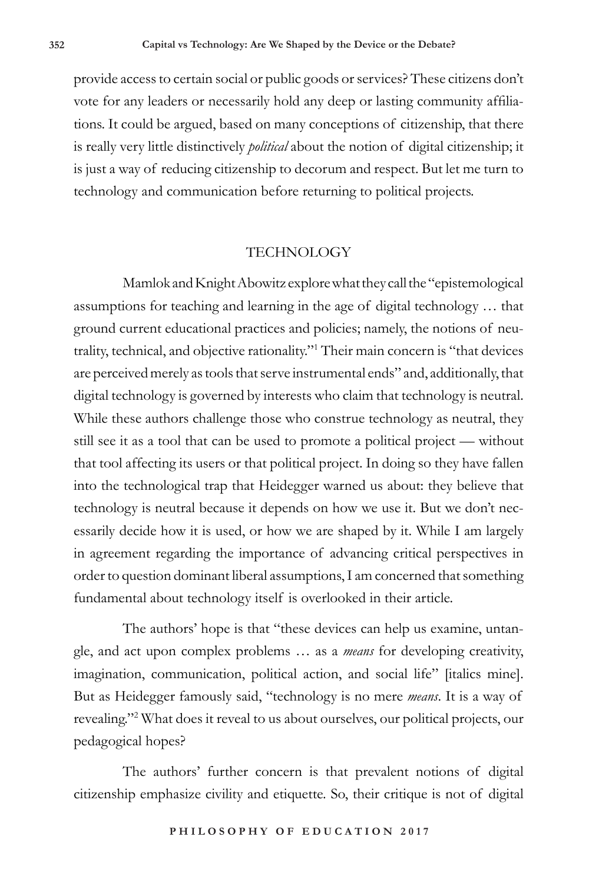provide access to certain social or public goods or services? These citizens don't vote for any leaders or necessarily hold any deep or lasting community affiliations. It could be argued, based on many conceptions of citizenship, that there is really very little distinctively *political* about the notion of digital citizenship; it is just a way of reducing citizenship to decorum and respect. But let me turn to technology and communication before returning to political projects.

## TECHNOLOGY

Mamlok and Knight Abowitz explore what they call the "epistemological assumptions for teaching and learning in the age of digital technology … that ground current educational practices and policies; namely, the notions of neutrality, technical, and objective rationality."[1] Their main concern is "that devices are perceived merely as tools that serve instrumental ends" and, additionally, that digital technology is governed by interests who claim that technology is neutral. While these authors challenge those who construe technology as neutral, they still see it as a tool that can be used to promote a political project — without that tool affecting its users or that political project. In doing so they have fallen into the technological trap that Heidegger warned us about: they believe that technology is neutral because it depends on how we use it. But we don't necessarily decide how it is used, or how we are shaped by it. While I am largely in agreement regarding the importance of advancing critical perspectives in order to question dominant liberal assumptions, I am concerned that something fundamental about technology itself is overlooked in their article.

The authors' hope is that "these devices can help us examine, untangle, and act upon complex problems … as a *means* for developing creativity, imagination, communication, political action, and social life" [italics mine]. But as Heidegger famously said, "technology is no mere *means*. It is a way of revealing."[2] What does it reveal to us about ourselves, our political projects, our pedagogical hopes?

The authors' further concern is that prevalent notions of digital citizenship emphasize civility and etiquette. So, their critique is not of digital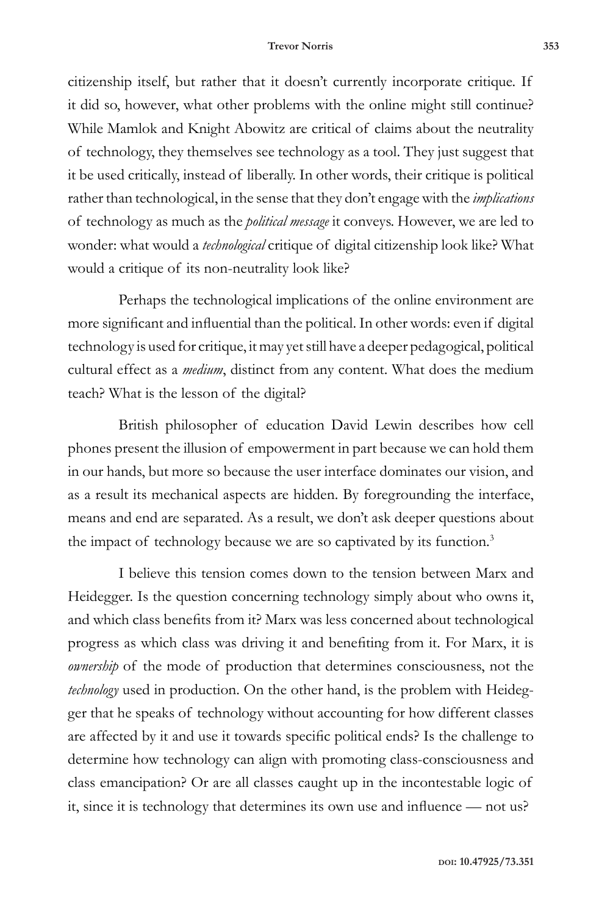citizenship itself, but rather that it doesn't currently incorporate critique. If it did so, however, what other problems with the online might still continue? While Mamlok and Knight Abowitz are critical of claims about the neutrality of technology, they themselves see technology as a tool. They just suggest that it be used critically, instead of liberally. In other words, their critique is political rather than technological, in the sense that they don't engage with the *implications* of technology as much as the *political message* it conveys. However, we are led to wonder: what would a *technological* critique of digital citizenship look like? What would a critique of its non-neutrality look like?

Perhaps the technological implications of the online environment are more significant and influential than the political. In other words: even if digital technology is used for critique, it may yet still have a deeper pedagogical, political cultural effect as a *medium*, distinct from any content. What does the medium teach? What is the lesson of the digital?

British philosopher of education David Lewin describes how cell phones present the illusion of empowerment in part because we can hold them in our hands, but more so because the user interface dominates our vision, and as a result its mechanical aspects are hidden. By foregrounding the interface, means and end are separated. As a result, we don't ask deeper questions about the impact of technology because we are so captivated by its function.[3]

I believe this tension comes down to the tension between Marx and Heidegger. Is the question concerning technology simply about who owns it, and which class benefits from it? Marx was less concerned about technological progress as which class was driving it and benefiting from it. For Marx, it is *ownership* of the mode of production that determines consciousness, not the *technology* used in production. On the other hand, is the problem with Heidegger that he speaks of technology without accounting for how different classes are affected by it and use it towards specific political ends? Is the challenge to determine how technology can align with promoting class-consciousness and class emancipation? Or are all classes caught up in the incontestable logic of it, since it is technology that determines its own use and influence — not us?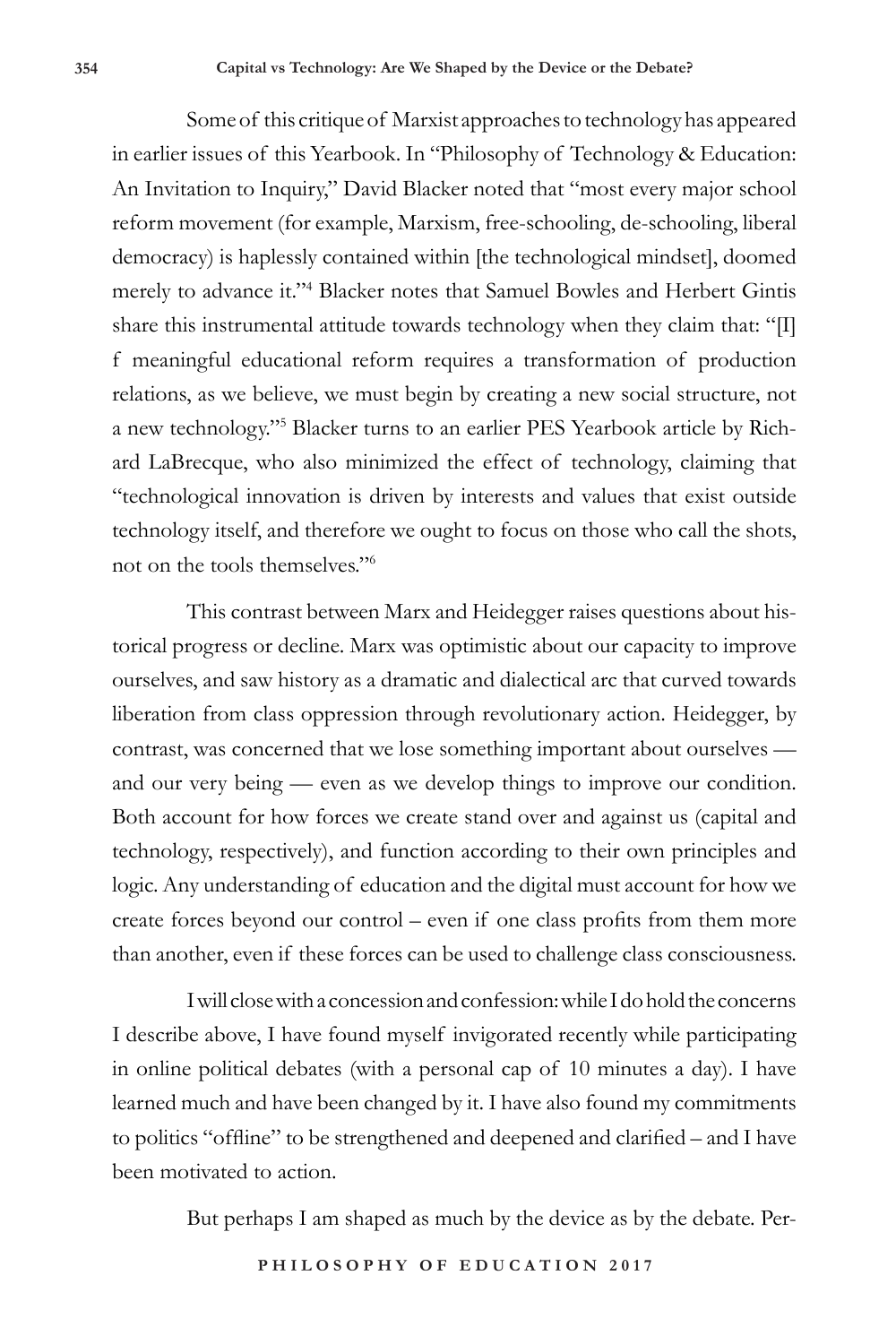Some of this critique of Marxist approaches to technology has appeared in earlier issues of this Yearbook. In "Philosophy of Technology & Education: An Invitation to Inquiry," David Blacker noted that "most every major school reform movement (for example, Marxism, free-schooling, de-schooling, liberal democracy) is haplessly contained within [the technological mindset], doomed merely to advance it."[4] Blacker notes that Samuel Bowles and Herbert Gintis share this instrumental attitude towards technology when they claim that: "[I]f meaningful educational reform requires a transformation of production relations, as we believe, we must begin by creating a new social structure, not a new technology."[5] Blacker turns to an earlier PES Yearbook article by Richard LaBrecque, who also minimized the effect of technology, claiming that "technological innovation is driven by interests and values that exist outside technology itself, and therefore we ought to focus on those who call the shots, not on the tools themselves."[6]

This contrast between Marx and Heidegger raises questions about historical progress or decline. Marx was optimistic about our capacity to improve ourselves, and saw history as a dramatic and dialectical arc that curved towards liberation from class oppression through revolutionary action. Heidegger, by contrast, was concerned that we lose something important about ourselves — and our very being — even as we develop things to improve our condition. Both account for how forces we create stand over and against us (capital and technology, respectively), and function according to their own principles and logic. Any understanding of education and the digital must account for how we create forces beyond our control – even if one class profits from them more than another, even if these forces can be used to challenge class consciousness.

I will close with a concession and confession: while I do hold the concerns I describe above, I have found myself invigorated recently while participating in online political debates (with a personal cap of 10 minutes a day). I have learned much and have been changed by it. I have also found my commitments to politics "offline" to be strengthened and deepened and clarified – and I have been motivated to action.

But perhaps I am shaped as much by the device as by the debate. Per-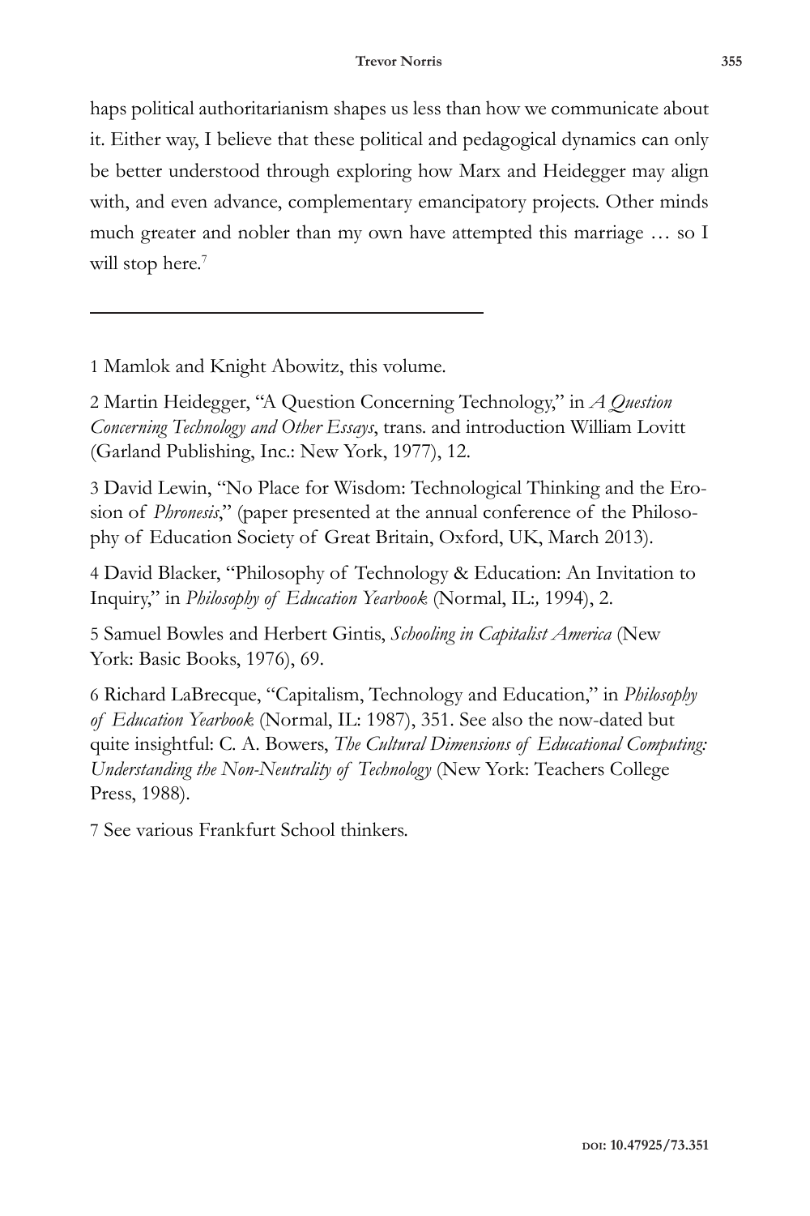haps political authoritarianism shapes us less than how we communicate about it. Either way, I believe that these political and pedagogical dynamics can only be better understood through exploring how Marx and Heidegger may align with, and even advance, complementary emancipatory projects. Other minds much greater and nobler than my own have attempted this marriage … so I will stop here.[7]

---

1 Mamlok and Knight Abowitz, this volume.

2 Martin Heidegger, "A Question Concerning Technology," in *A Question Concerning Technology and Other Essays*, trans. and introduction William Lovitt (Garland Publishing, Inc.: New York, 1977), 12.

3 David Lewin, "No Place for Wisdom: Technological Thinking and the Erosion of *Phronesis*," (paper presented at the annual conference of the Philosophy of Education Society of Great Britain, Oxford, UK, March 2013).

4 David Blacker, "Philosophy of Technology & Education: An Invitation to Inquiry," in *Philosophy of Education Yearbook* (Normal, IL:*,* 1994), 2.

5 Samuel Bowles and Herbert Gintis, *Schooling in Capitalist America* (New York: Basic Books, 1976), 69.

6 Richard LaBrecque, "Capitalism, Technology and Education," in *Philosophy of Education Yearbook* (Normal, IL: 1987), 351. See also the now-dated but quite insightful: C. A. Bowers, *The Cultural Dimensions of Educational Computing: Understanding the Non-Neutrality of Technology* (New York: Teachers College Press, 1988).

7 See various Frankfurt School thinkers.